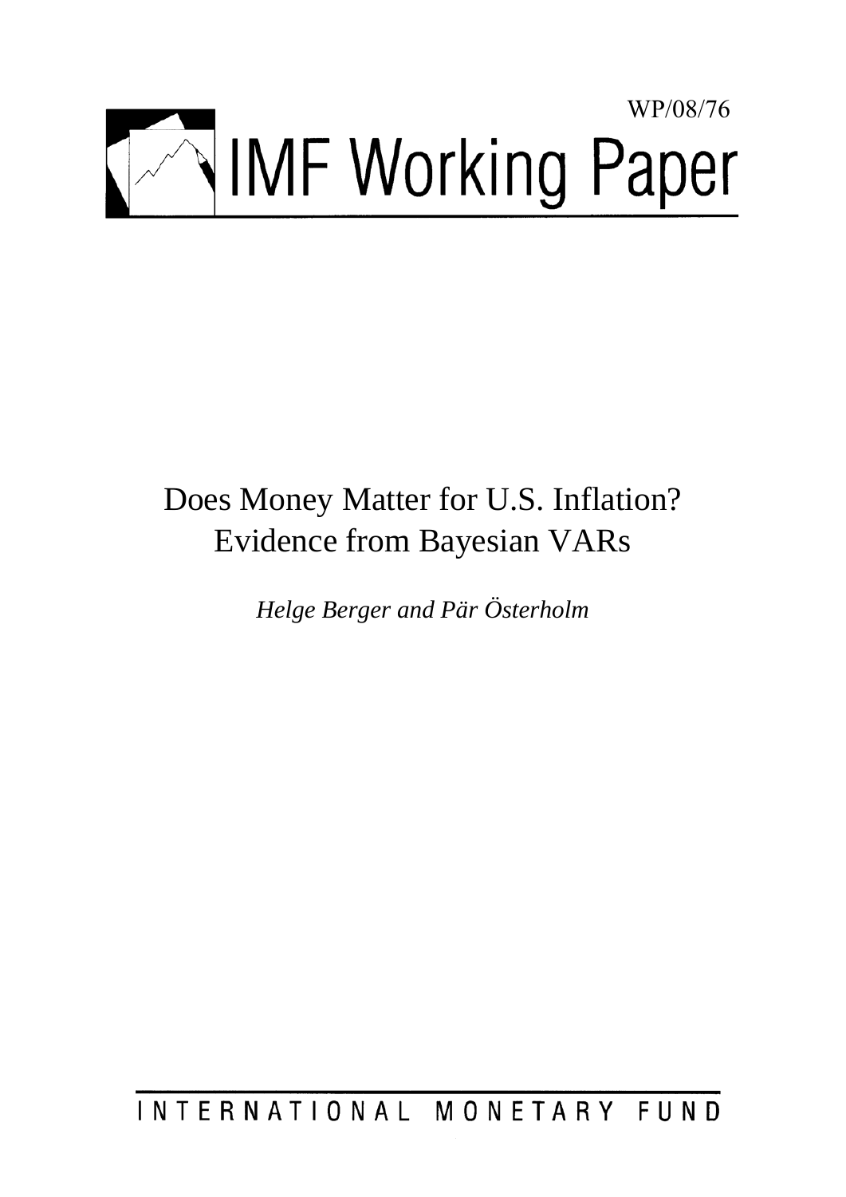WP/08/76

# IMF Working Paper

# Does Money Matter for U.S. Inflation? Evidence from Bayesian VARs

*Helge Berger and Pär Österholm*

INTERNATIONAL MONETARY FUND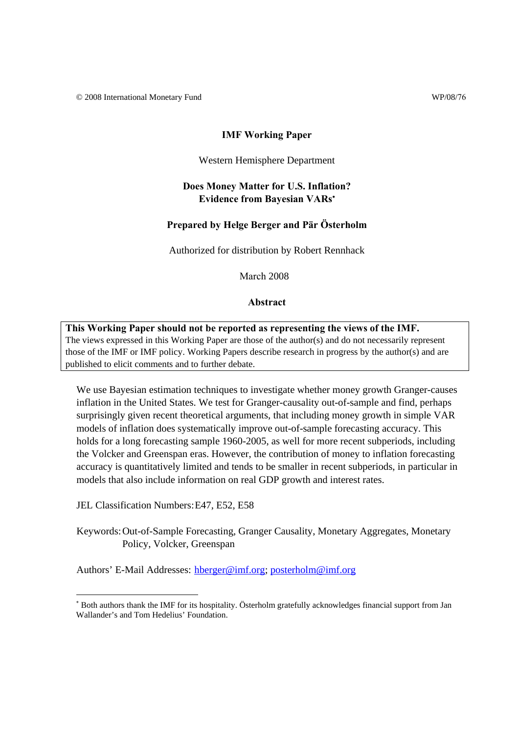© 2008 International Monetary Fund WP/08/76

**IMF Working Paper**

Western Hemisphere Department

## Does Money Matter for U.S. Inflation? Evidence from Bayesian VARs*

**Prepared by Helge Berger and Pär Österholm**

Authorized for distribution by Robert Rennhack

March 2008

**Abstract**

> **This Working Paper should not be reported as representing the views of the IMF.**
> The views expressed in this Working Paper are those of the author(s) and do not necessarily represent those of the IMF or IMF policy. Working Papers describe research in progress by the author(s) and are published to elicit comments and to further debate.

We use Bayesian estimation techniques to investigate whether money growth Granger-causes inflation in the United States. We test for Granger-causality out-of-sample and find, perhaps surprisingly given recent theoretical arguments, that including money growth in simple VAR models of inflation does systematically improve out-of-sample forecasting accuracy. This holds for a long forecasting sample 1960-2005, as well for more recent subperiods, including the Volcker and Greenspan eras. However, the contribution of money to inflation forecasting accuracy is quantitatively limited and tends to be smaller in recent subperiods, in particular in models that also include information on real GDP growth and interest rates.

JEL Classification Numbers: E47, E52, E58

Keywords: Out-of-Sample Forecasting, Granger Causality, Monetary Aggregates, Monetary Policy, Volcker, Greenspan

Authors' E-Mail Addresses: hberger@imf.org; posterholm@imf.org

---

* Both authors thank the IMF for its hospitality. Österholm gratefully acknowledges financial support from Jan Wallander's and Tom Hedelius' Foundation.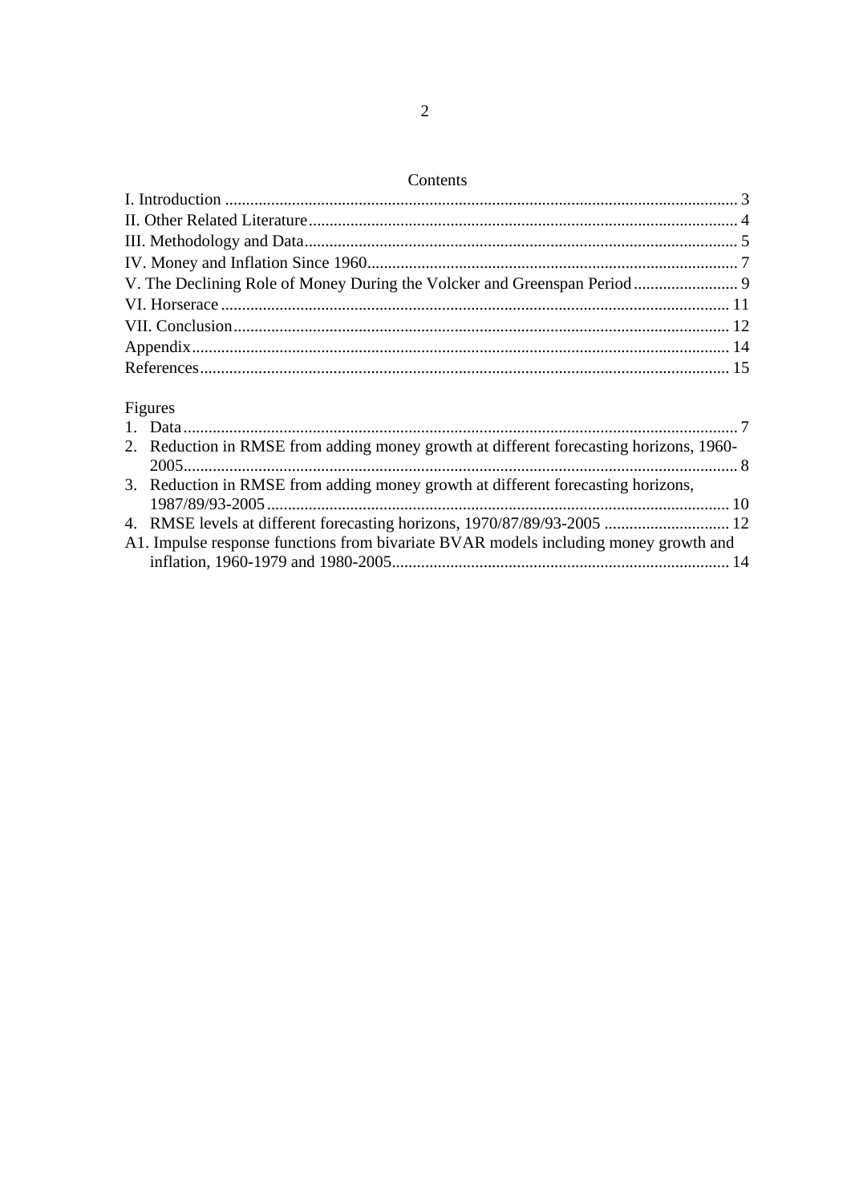## Contents

I. Introduction .......................................................................................................................... 3
II. Other Related Literature...................................................................................................... 4
III. Methodology and Data....................................................................................................... 5
IV. Money and Inflation Since 1960........................................................................................ 7
V. The Declining Role of Money During the Volcker and Greenspan Period......................... 9
VI. Horserace ......................................................................................................................... 11
VII. Conclusion...................................................................................................................... 12
Appendix................................................................................................................................ 14
References.............................................................................................................................. 15

## Figures

1. Data.................................................................................................................................... 7
2. Reduction in RMSE from adding money growth at different forecasting horizons, 1960-2005.................................................................................................................................... 8
3. Reduction in RMSE from adding money growth at different forecasting horizons, 1987/89/93-2005 .............................................................................................................. 10
4. RMSE levels at different forecasting horizons, 1970/87/89/93-2005 .............................. 12

A1. Impulse response functions from bivariate BVAR models including money growth and inflation, 1960-1979 and 1980-2005................................................................................. 14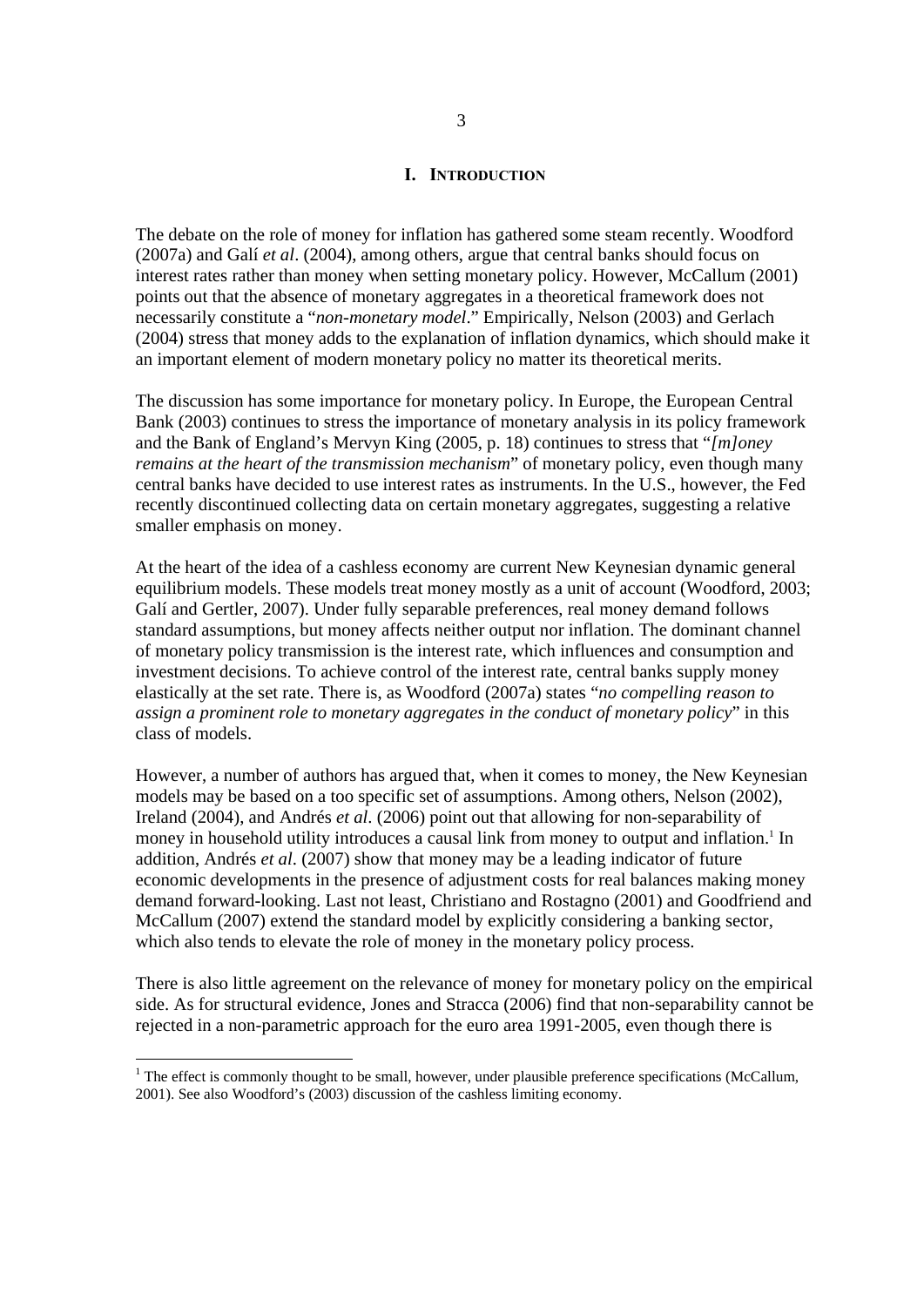# I. Introduction

The debate on the role of money for inflation has gathered some steam recently. Woodford (2007a) and Galí *et al*. (2004), among others, argue that central banks should focus on interest rates rather than money when setting monetary policy. However, McCallum (2001) points out that the absence of monetary aggregates in a theoretical framework does not necessarily constitute a "*non-monetary model*." Empirically, Nelson (2003) and Gerlach (2004) stress that money adds to the explanation of inflation dynamics, which should make it an important element of modern monetary policy no matter its theoretical merits.

The discussion has some importance for monetary policy. In Europe, the European Central Bank (2003) continues to stress the importance of monetary analysis in its policy framework and the Bank of England's Mervyn King (2005, p. 18) continues to stress that "*[m]oney remains at the heart of the transmission mechanism*" of monetary policy, even though many central banks have decided to use interest rates as instruments. In the U.S., however, the Fed recently discontinued collecting data on certain monetary aggregates, suggesting a relative smaller emphasis on money.

At the heart of the idea of a cashless economy are current New Keynesian dynamic general equilibrium models. These models treat money mostly as a unit of account (Woodford, 2003; Galí and Gertler, 2007). Under fully separable preferences, real money demand follows standard assumptions, but money affects neither output nor inflation. The dominant channel of monetary policy transmission is the interest rate, which influences and consumption and investment decisions. To achieve control of the interest rate, central banks supply money elastically at the set rate. There is, as Woodford (2007a) states "*no compelling reason to assign a prominent role to monetary aggregates in the conduct of monetary policy*" in this class of models.

However, a number of authors has argued that, when it comes to money, the New Keynesian models may be based on a too specific set of assumptions. Among others, Nelson (2002), Ireland (2004), and Andrés *et al*. (2006) point out that allowing for non-separability of money in household utility introduces a causal link from money to output and inflation.[1] In addition, Andrés *et al*. (2007) show that money may be a leading indicator of future economic developments in the presence of adjustment costs for real balances making money demand forward-looking. Last not least, Christiano and Rostagno (2001) and Goodfriend and McCallum (2007) extend the standard model by explicitly considering a banking sector, which also tends to elevate the role of money in the monetary policy process.

There is also little agreement on the relevance of money for monetary policy on the empirical side. As for structural evidence, Jones and Stracca (2006) find that non-separability cannot be rejected in a non-parametric approach for the euro area 1991-2005, even though there is

[1] The effect is commonly thought to be small, however, under plausible preference specifications (McCallum, 2001). See also Woodford's (2003) discussion of the cashless limiting economy.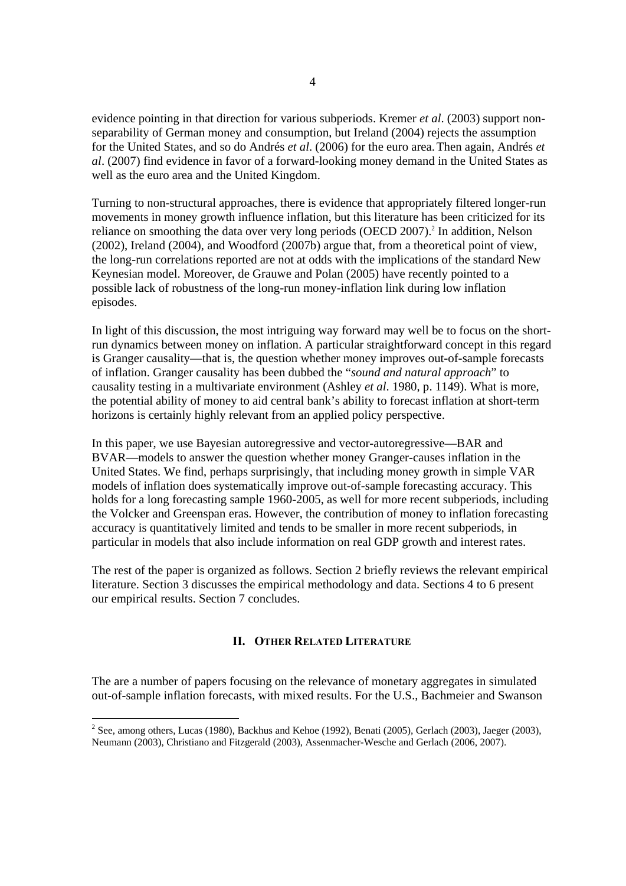evidence pointing in that direction for various subperiods. Kremer *et al*. (2003) support non-separability of German money and consumption, but Ireland (2004) rejects the assumption for the United States, and so do Andrés *et al*. (2006) for the euro area. Then again, Andrés *et al*. (2007) find evidence in favor of a forward-looking money demand in the United States as well as the euro area and the United Kingdom.

Turning to non-structural approaches, there is evidence that appropriately filtered longer-run movements in money growth influence inflation, but this literature has been criticized for its reliance on smoothing the data over very long periods (OECD 2007).[2] In addition, Nelson (2002), Ireland (2004), and Woodford (2007b) argue that, from a theoretical point of view, the long-run correlations reported are not at odds with the implications of the standard New Keynesian model. Moreover, de Grauwe and Polan (2005) have recently pointed to a possible lack of robustness of the long-run money-inflation link during low inflation episodes.

In light of this discussion, the most intriguing way forward may well be to focus on the short-run dynamics between money on inflation. A particular straightforward concept in this regard is Granger causality—that is, the question whether money improves out-of-sample forecasts of inflation. Granger causality has been dubbed the "*sound and natural approach*" to causality testing in a multivariate environment (Ashley *et al*. 1980, p. 1149). What is more, the potential ability of money to aid central bank's ability to forecast inflation at short-term horizons is certainly highly relevant from an applied policy perspective.

In this paper, we use Bayesian autoregressive and vector-autoregressive—BAR and BVAR—models to answer the question whether money Granger-causes inflation in the United States. We find, perhaps surprisingly, that including money growth in simple VAR models of inflation does systematically improve out-of-sample forecasting accuracy. This holds for a long forecasting sample 1960-2005, as well for more recent subperiods, including the Volcker and Greenspan eras. However, the contribution of money to inflation forecasting accuracy is quantitatively limited and tends to be smaller in more recent subperiods, in particular in models that also include information on real GDP growth and interest rates.

The rest of the paper is organized as follows. Section 2 briefly reviews the relevant empirical literature. Section 3 discusses the empirical methodology and data. Sections 4 to 6 present our empirical results. Section 7 concludes.

## II. Other Related Literature

The are a number of papers focusing on the relevance of monetary aggregates in simulated out-of-sample inflation forecasts, with mixed results. For the U.S., Bachmeier and Swanson

[2] See, among others, Lucas (1980), Backhus and Kehoe (1992), Benati (2005), Gerlach (2003), Jaeger (2003), Neumann (2003), Christiano and Fitzgerald (2003), Assenmacher-Wesche and Gerlach (2006, 2007).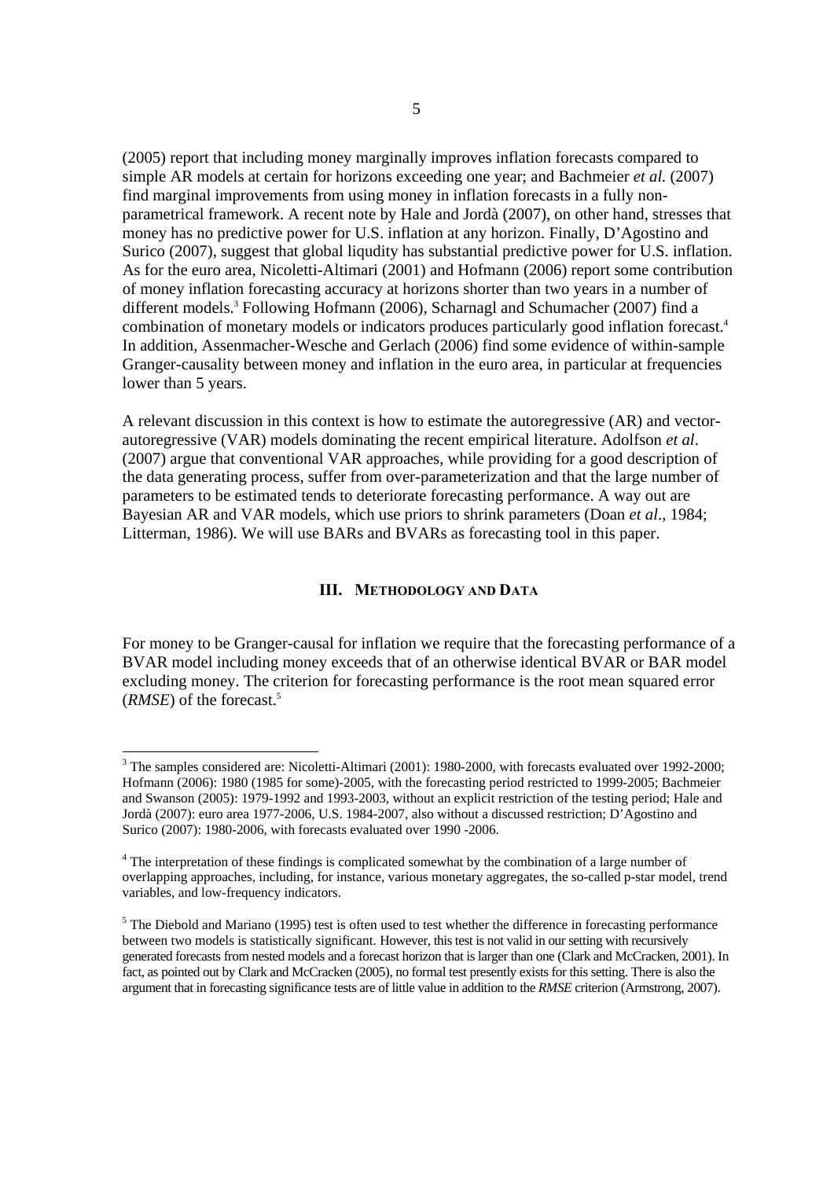(2005) report that including money marginally improves inflation forecasts compared to simple AR models at certain for horizons exceeding one year; and Bachmeier *et al.* (2007) find marginal improvements from using money in inflation forecasts in a fully non-parametrical framework. A recent note by Hale and Jordà (2007), on other hand, stresses that money has no predictive power for U.S. inflation at any horizon. Finally, D'Agostino and Surico (2007), suggest that global liqudity has substantial predictive power for U.S. inflation. As for the euro area, Nicoletti-Altimari (2001) and Hofmann (2006) report some contribution of money inflation forecasting accuracy at horizons shorter than two years in a number of different models.[3] Following Hofmann (2006), Scharnagl and Schumacher (2007) find a combination of monetary models or indicators produces particularly good inflation forecast.[4] In addition, Assenmacher-Wesche and Gerlach (2006) find some evidence of within-sample Granger-causality between money and inflation in the euro area, in particular at frequencies lower than 5 years.

A relevant discussion in this context is how to estimate the autoregressive (AR) and vector-autoregressive (VAR) models dominating the recent empirical literature. Adolfson *et al*. (2007) argue that conventional VAR approaches, while providing for a good description of the data generating process, suffer from over-parameterization and that the large number of parameters to be estimated tends to deteriorate forecasting performance. A way out are Bayesian AR and VAR models, which use priors to shrink parameters (Doan *et al*., 1984; Litterman, 1986). We will use BARs and BVARs as forecasting tool in this paper.

## III. Methodology and Data

For money to be Granger-causal for inflation we require that the forecasting performance of a BVAR model including money exceeds that of an otherwise identical BVAR or BAR model excluding money. The criterion for forecasting performance is the root mean squared error (*RMSE*) of the forecast.[5]

---

[3] The samples considered are: Nicoletti-Altimari (2001): 1980-2000, with forecasts evaluated over 1992-2000; Hofmann (2006): 1980 (1985 for some)-2005, with the forecasting period restricted to 1999-2005; Bachmeier and Swanson (2005): 1979-1992 and 1993-2003, without an explicit restriction of the testing period; Hale and Jordà (2007): euro area 1977-2006, U.S. 1984-2007, also without a discussed restriction; D'Agostino and Surico (2007): 1980-2006, with forecasts evaluated over 1990 -2006.

[4] The interpretation of these findings is complicated somewhat by the combination of a large number of overlapping approaches, including, for instance, various monetary aggregates, the so-called p-star model, trend variables, and low-frequency indicators.

[5] The Diebold and Mariano (1995) test is often used to test whether the difference in forecasting performance between two models is statistically significant. However, this test is not valid in our setting with recursively generated forecasts from nested models and a forecast horizon that is larger than one (Clark and McCracken, 2001). In fact, as pointed out by Clark and McCracken (2005), no formal test presently exists for this setting. There is also the argument that in forecasting significance tests are of little value in addition to the *RMSE* criterion (Armstrong, 2007).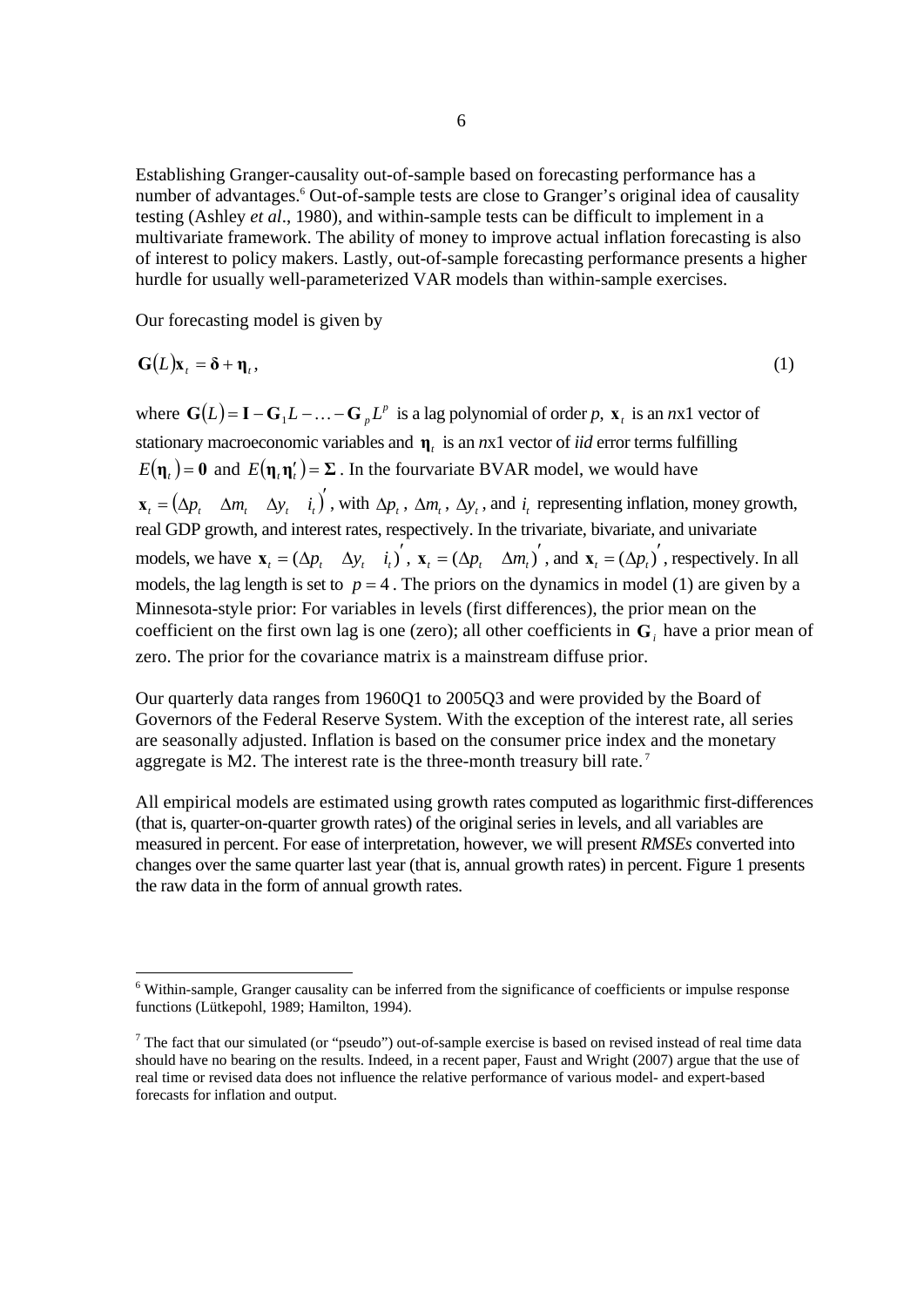Establishing Granger-causality out-of-sample based on forecasting performance has a number of advantages.[6] Out-of-sample tests are close to Granger's original idea of causality testing (Ashley *et al*., 1980), and within-sample tests can be difficult to implement in a multivariate framework. The ability of money to improve actual inflation forecasting is also of interest to policy makers. Lastly, out-of-sample forecasting performance presents a higher hurdle for usually well-parameterized VAR models than within-sample exercises.

Our forecasting model is given by

$$\mathbf{G}(L)\mathbf{x}_t = \boldsymbol{\delta} + \boldsymbol{\eta}_t, \tag{1}$$

where $\mathbf{G}(L) = \mathbf{I} - \mathbf{G}_1 L - \ldots - \mathbf{G}_p L^p$ is a lag polynomial of order *p*, $\mathbf{x}_t$ is an *n*x1 vector of stationary macroeconomic variables and $\boldsymbol{\eta}_t$ is an *n*x1 vector of *iid* error terms fulfilling $E(\boldsymbol{\eta}_t) = \mathbf{0}$ and $E(\boldsymbol{\eta}_t \boldsymbol{\eta}_t') = \boldsymbol{\Sigma}$. In the fourvariate BVAR model, we would have $\mathbf{x}_t = (\Delta p_t \quad \Delta m_t \quad \Delta y_t \quad i_t)'$, with $\Delta p_t$, $\Delta m_t$, $\Delta y_t$, and $i_t$ representing inflation, money growth, real GDP growth, and interest rates, respectively. In the trivariate, bivariate, and univariate models, we have $\mathbf{x}_t = (\Delta p_t \quad \Delta y_t \quad i_t)'$, $\mathbf{x}_t = (\Delta p_t \quad \Delta m_t)'$, and $\mathbf{x}_t = (\Delta p_t)'$, respectively. In all models, the lag length is set to $p = 4$. The priors on the dynamics in model (1) are given by a Minnesota-style prior: For variables in levels (first differences), the prior mean on the coefficient on the first own lag is one (zero); all other coefficients in $\mathbf{G}_i$ have a prior mean of zero. The prior for the covariance matrix is a mainstream diffuse prior.

Our quarterly data ranges from 1960Q1 to 2005Q3 and were provided by the Board of Governors of the Federal Reserve System. With the exception of the interest rate, all series are seasonally adjusted. Inflation is based on the consumer price index and the monetary aggregate is M2. The interest rate is the three-month treasury bill rate.[7]

All empirical models are estimated using growth rates computed as logarithmic first-differences (that is, quarter-on-quarter growth rates) of the original series in levels, and all variables are measured in percent. For ease of interpretation, however, we will present *RMSEs* converted into changes over the same quarter last year (that is, annual growth rates) in percent. Figure 1 presents the raw data in the form of annual growth rates.

---

[6] Within-sample, Granger causality can be inferred from the significance of coefficients or impulse response functions (Lütkepohl, 1989; Hamilton, 1994).

[7] The fact that our simulated (or "pseudo") out-of-sample exercise is based on revised instead of real time data should have no bearing on the results. Indeed, in a recent paper, Faust and Wright (2007) argue that the use of real time or revised data does not influence the relative performance of various model- and expert-based forecasts for inflation and output.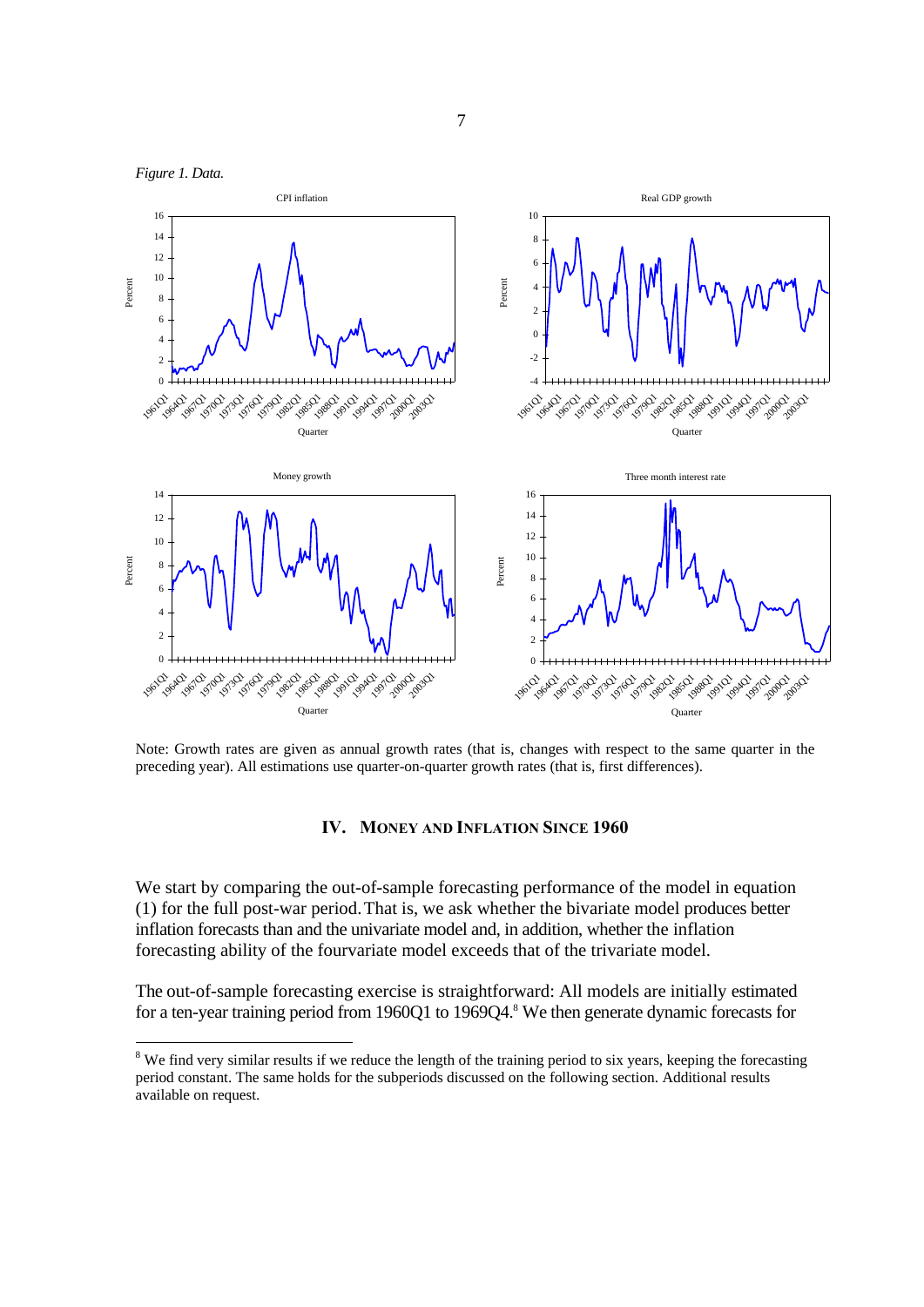*Figure 1. Data.*

Note: Growth rates are given as annual growth rates (that is, changes with respect to the same quarter in the preceding year). All estimations use quarter-on-quarter growth rates (that is, first differences).

## IV. Money and Inflation Since 1960

We start by comparing the out-of-sample forecasting performance of the model in equation (1) for the full post-war period. That is, we ask whether the bivariate model produces better inflation forecasts than and the univariate model and, in addition, whether the inflation forecasting ability of the fourvariate model exceeds that of the trivariate model.

The out-of-sample forecasting exercise is straightforward: All models are initially estimated for a ten-year training period from 1960Q1 to 1969Q4.[8] We then generate dynamic forecasts for

[8] We find very similar results if we reduce the length of the training period to six years, keeping the forecasting period constant. The same holds for the subperiods discussed on the following section. Additional results available on request.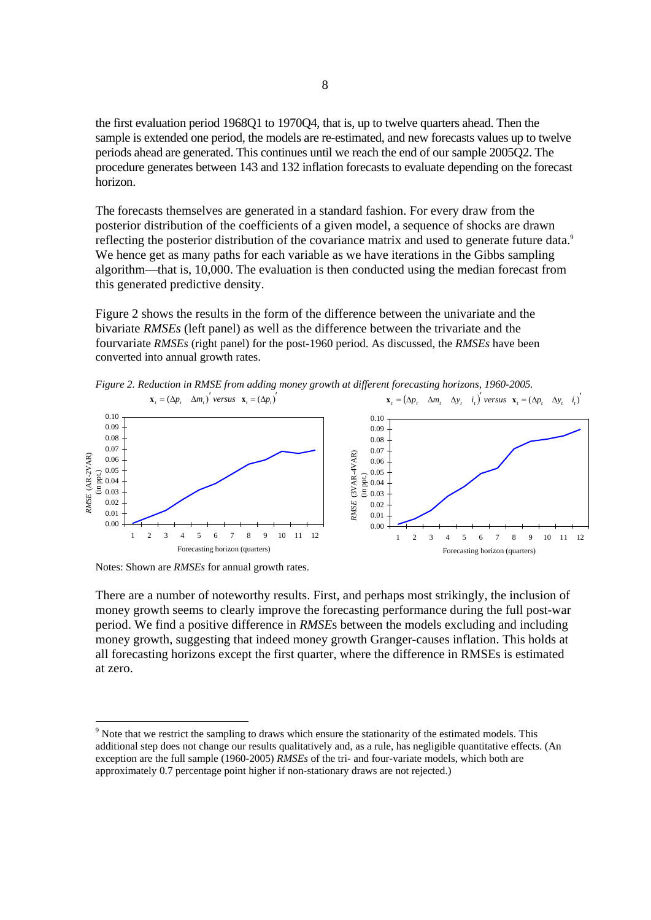the first evaluation period 1968Q1 to 1970Q4, that is, up to twelve quarters ahead. Then the sample is extended one period, the models are re-estimated, and new forecasts values up to twelve periods ahead are generated. This continues until we reach the end of our sample 2005Q2. The procedure generates between 143 and 132 inflation forecasts to evaluate depending on the forecast horizon.

The forecasts themselves are generated in a standard fashion. For every draw from the posterior distribution of the coefficients of a given model, a sequence of shocks are drawn reflecting the posterior distribution of the covariance matrix and used to generate future data.[9] We hence get as many paths for each variable as we have iterations in the Gibbs sampling algorithm—that is, 10,000. The evaluation is then conducted using the median forecast from this generated predictive density.

Figure 2 shows the results in the form of the difference between the univariate and the bivariate *RMSEs* (left panel) as well as the difference between the trivariate and the fourvariate *RMSEs* (right panel) for the post-1960 period. As discussed, the *RMSEs* have been converted into annual growth rates.

*Figure 2. Reduction in RMSE from adding money growth at different forecasting horizons, 1960-2005.*

Left panel: $\mathbf{x}_t = (\Delta p_t \quad \Delta m_t)'$ *versus* $\mathbf{x}_t = (\Delta p_t)'$

Right panel: $\mathbf{x}_t = (\Delta p_t \quad \Delta m_t \quad \Delta y_t \quad i_t)'$ *versus* $\mathbf{x}_t = (\Delta p_t \quad \Delta y_t \quad i_t)'$

Notes: Shown are *RMSEs* for annual growth rates.

There are a number of noteworthy results. First, and perhaps most strikingly, the inclusion of money growth seems to clearly improve the forecasting performance during the full post-war period. We find a positive difference in *RMSE*s between the models excluding and including money growth, suggesting that indeed money growth Granger-causes inflation. This holds at all forecasting horizons except the first quarter, where the difference in RMSEs is estimated at zero.

[9] Note that we restrict the sampling to draws which ensure the stationarity of the estimated models. This additional step does not change our results qualitatively and, as a rule, has negligible quantitative effects. (An exception are the full sample (1960-2005) *RMSEs* of the tri- and four-variate models, which both are approximately 0.7 percentage point higher if non-stationary draws are not rejected.)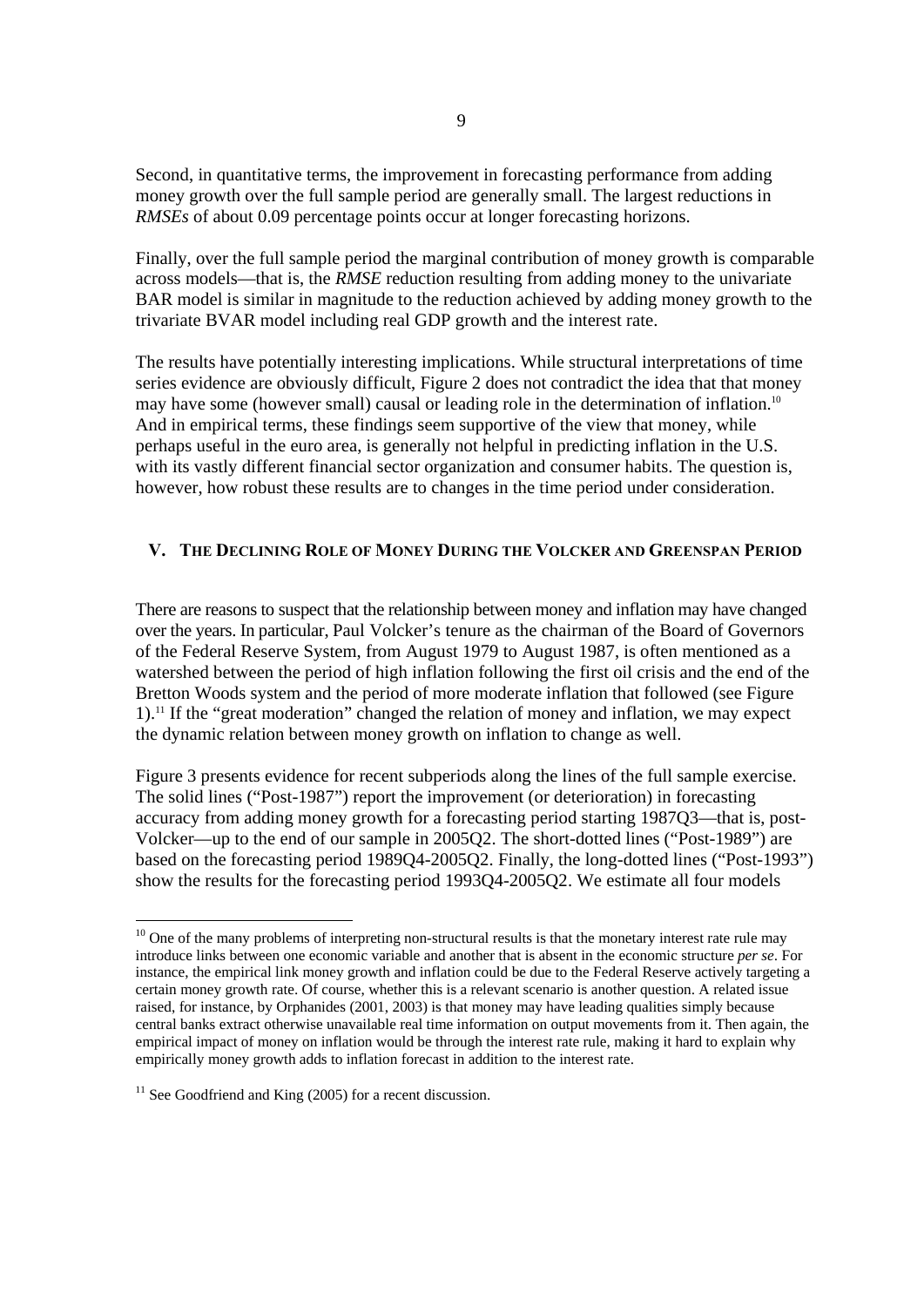Second, in quantitative terms, the improvement in forecasting performance from adding money growth over the full sample period are generally small. The largest reductions in *RMSEs* of about 0.09 percentage points occur at longer forecasting horizons.

Finally, over the full sample period the marginal contribution of money growth is comparable across models—that is, the *RMSE* reduction resulting from adding money to the univariate BAR model is similar in magnitude to the reduction achieved by adding money growth to the trivariate BVAR model including real GDP growth and the interest rate.

The results have potentially interesting implications. While structural interpretations of time series evidence are obviously difficult, Figure 2 does not contradict the idea that that money may have some (however small) causal or leading role in the determination of inflation.[10] And in empirical terms, these findings seem supportive of the view that money, while perhaps useful in the euro area, is generally not helpful in predicting inflation in the U.S. with its vastly different financial sector organization and consumer habits. The question is, however, how robust these results are to changes in the time period under consideration.

## V. The Declining Role of Money During the Volcker and Greenspan Period

There are reasons to suspect that the relationship between money and inflation may have changed over the years. In particular, Paul Volcker's tenure as the chairman of the Board of Governors of the Federal Reserve System, from August 1979 to August 1987, is often mentioned as a watershed between the period of high inflation following the first oil crisis and the end of the Bretton Woods system and the period of more moderate inflation that followed (see Figure 1).[11] If the "great moderation" changed the relation of money and inflation, we may expect the dynamic relation between money growth on inflation to change as well.

Figure 3 presents evidence for recent subperiods along the lines of the full sample exercise. The solid lines ("Post-1987") report the improvement (or deterioration) in forecasting accuracy from adding money growth for a forecasting period starting 1987Q3—that is, post-Volcker—up to the end of our sample in 2005Q2. The short-dotted lines ("Post-1989") are based on the forecasting period 1989Q4-2005Q2. Finally, the long-dotted lines ("Post-1993") show the results for the forecasting period 1993Q4-2005Q2. We estimate all four models

---

[10] One of the many problems of interpreting non-structural results is that the monetary interest rate rule may introduce links between one economic variable and another that is absent in the economic structure *per se*. For instance, the empirical link money growth and inflation could be due to the Federal Reserve actively targeting a certain money growth rate. Of course, whether this is a relevant scenario is another question. A related issue raised, for instance, by Orphanides (2001, 2003) is that money may have leading qualities simply because central banks extract otherwise unavailable real time information on output movements from it. Then again, the empirical impact of money on inflation would be through the interest rate rule, making it hard to explain why empirically money growth adds to inflation forecast in addition to the interest rate.

[11] See Goodfriend and King (2005) for a recent discussion.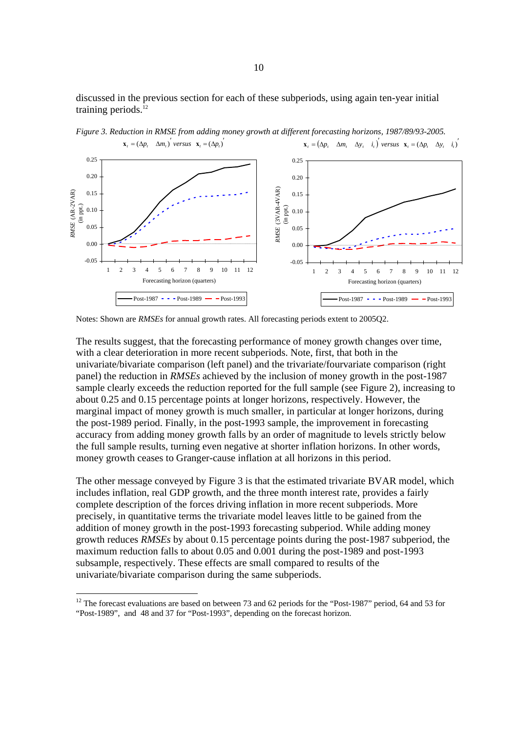discussed in the previous section for each of these subperiods, using again ten-year initial training periods.[12]

*Figure 3. Reduction in RMSE from adding money growth at different forecasting horizons, 1987/89/93-2005.*

$\mathbf{x}_t = (\Delta p_t \quad \Delta m_t)'$ *versus* $\mathbf{x}_t = (\Delta p_t)'$ $\qquad$ $\mathbf{x}_t = (\Delta p_t \quad \Delta m_t \quad \Delta y_t \quad i_t)'$ *versus* $\mathbf{x}_t = (\Delta p_t \quad \Delta y_t \quad i_t)'$

Notes: Shown are *RMSEs* for annual growth rates. All forecasting periods extent to 2005Q2.

The results suggest, that the forecasting performance of money growth changes over time, with a clear deterioration in more recent subperiods. Note, first, that both in the univariate/bivariate comparison (left panel) and the trivariate/fourvariate comparison (right panel) the reduction in *RMSEs* achieved by the inclusion of money growth in the post-1987 sample clearly exceeds the reduction reported for the full sample (see Figure 2), increasing to about 0.25 and 0.15 percentage points at longer horizons, respectively. However, the marginal impact of money growth is much smaller, in particular at longer horizons, during the post-1989 period. Finally, in the post-1993 sample, the improvement in forecasting accuracy from adding money growth falls by an order of magnitude to levels strictly below the full sample results, turning even negative at shorter inflation horizons. In other words, money growth ceases to Granger-cause inflation at all horizons in this period.

The other message conveyed by Figure 3 is that the estimated trivariate BVAR model, which includes inflation, real GDP growth, and the three month interest rate, provides a fairly complete description of the forces driving inflation in more recent subperiods. More precisely, in quantitative terms the trivariate model leaves little to be gained from the addition of money growth in the post-1993 forecasting subperiod. While adding money growth reduces *RMSEs* by about 0.15 percentage points during the post-1987 subperiod, the maximum reduction falls to about 0.05 and 0.001 during the post-1989 and post-1993 subsample, respectively. These effects are small compared to results of the univariate/bivariate comparison during the same subperiods.

[12] The forecast evaluations are based on between 73 and 62 periods for the "Post-1987" period, 64 and 53 for "Post-1989", and 48 and 37 for "Post-1993", depending on the forecast horizon.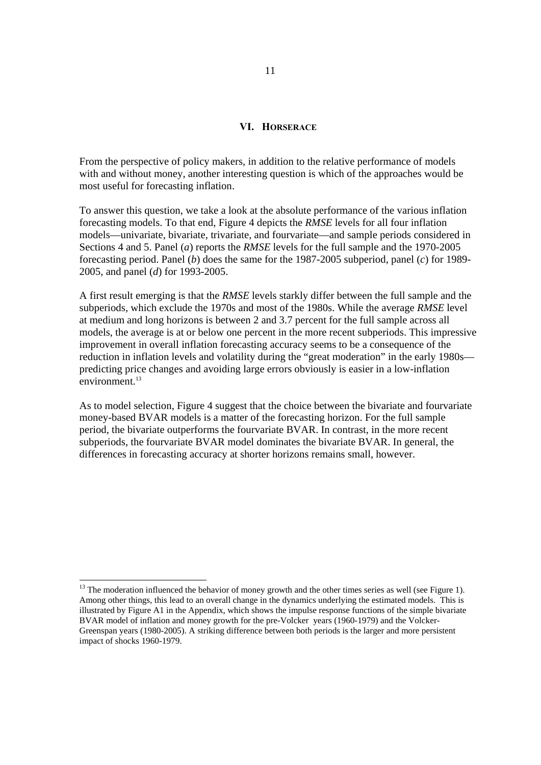## VI. Horserace

From the perspective of policy makers, in addition to the relative performance of models with and without money, another interesting question is which of the approaches would be most useful for forecasting inflation.

To answer this question, we take a look at the absolute performance of the various inflation forecasting models. To that end, Figure 4 depicts the *RMSE* levels for all four inflation models—univariate, bivariate, trivariate, and fourvariate—and sample periods considered in Sections 4 and 5. Panel (*a*) reports the *RMSE* levels for the full sample and the 1970-2005 forecasting period. Panel (*b*) does the same for the 1987-2005 subperiod, panel (*c*) for 1989-2005, and panel (*d*) for 1993-2005.

A first result emerging is that the *RMSE* levels starkly differ between the full sample and the subperiods, which exclude the 1970s and most of the 1980s. While the average *RMSE* level at medium and long horizons is between 2 and 3.7 percent for the full sample across all models, the average is at or below one percent in the more recent subperiods. This impressive improvement in overall inflation forecasting accuracy seems to be a consequence of the reduction in inflation levels and volatility during the "great moderation" in the early 1980s—predicting price changes and avoiding large errors obviously is easier in a low-inflation environment.[13]

As to model selection, Figure 4 suggest that the choice between the bivariate and fourvariate money-based BVAR models is a matter of the forecasting horizon. For the full sample period, the bivariate outperforms the fourvariate BVAR. In contrast, in the more recent subperiods, the fourvariate BVAR model dominates the bivariate BVAR. In general, the differences in forecasting accuracy at shorter horizons remains small, however.

---

[13] The moderation influenced the behavior of money growth and the other times series as well (see Figure 1). Among other things, this lead to an overall change in the dynamics underlying the estimated models. This is illustrated by Figure A1 in the Appendix, which shows the impulse response functions of the simple bivariate BVAR model of inflation and money growth for the pre-Volcker years (1960-1979) and the Volcker-Greenspan years (1980-2005). A striking difference between both periods is the larger and more persistent impact of shocks 1960-1979.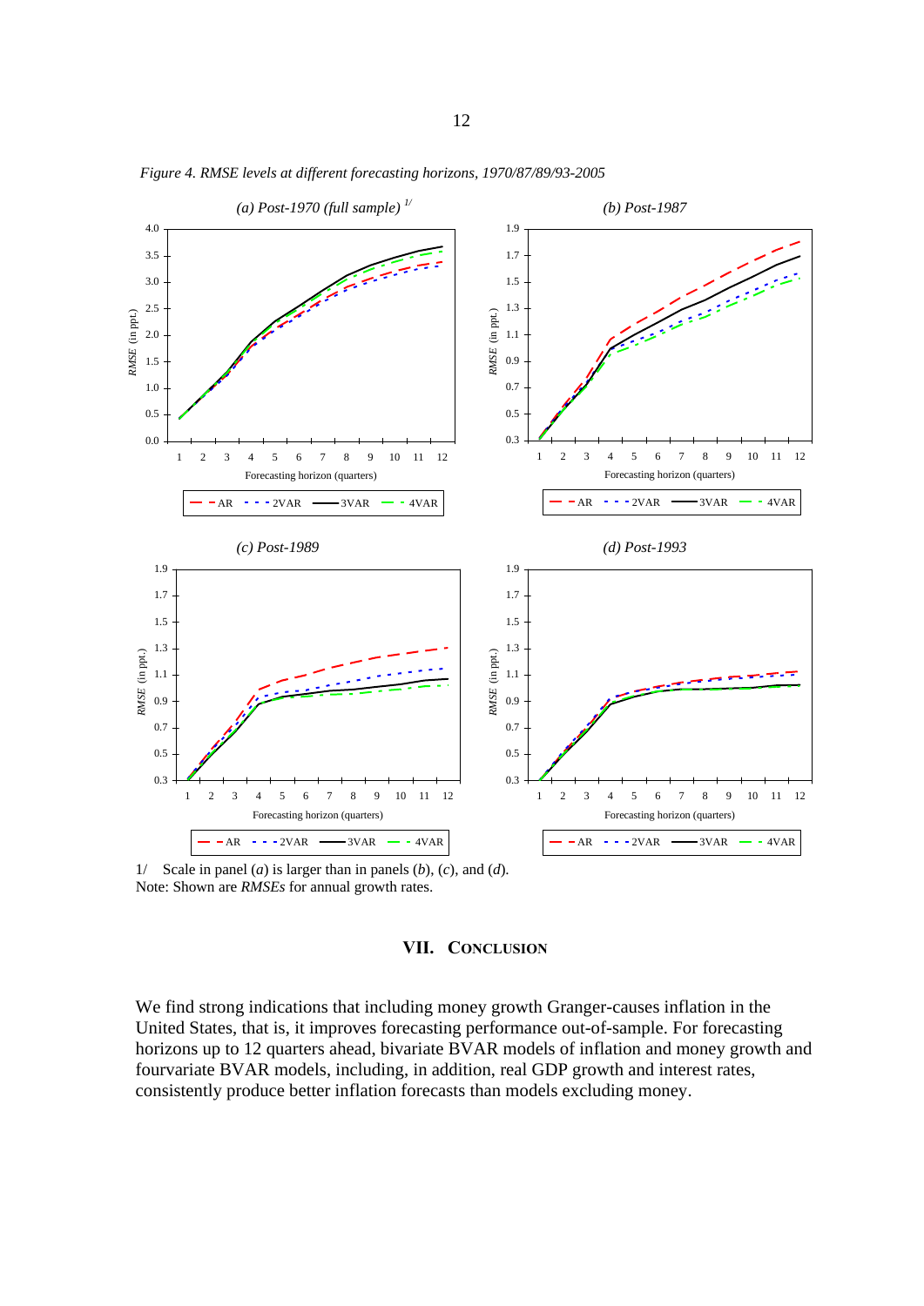*Figure 4. RMSE levels at different forecasting horizons, 1970/87/89/93-2005*

1/ Scale in panel (*a*) is larger than in panels (*b*), (*c*), and (*d*).
Note: Shown are *RMSEs* for annual growth rates.

## VII. CONCLUSION

We find strong indications that including money growth Granger-causes inflation in the United States, that is, it improves forecasting performance out-of-sample. For forecasting horizons up to 12 quarters ahead, bivariate BVAR models of inflation and money growth and fourvariate BVAR models, including, in addition, real GDP growth and interest rates, consistently produce better inflation forecasts than models excluding money.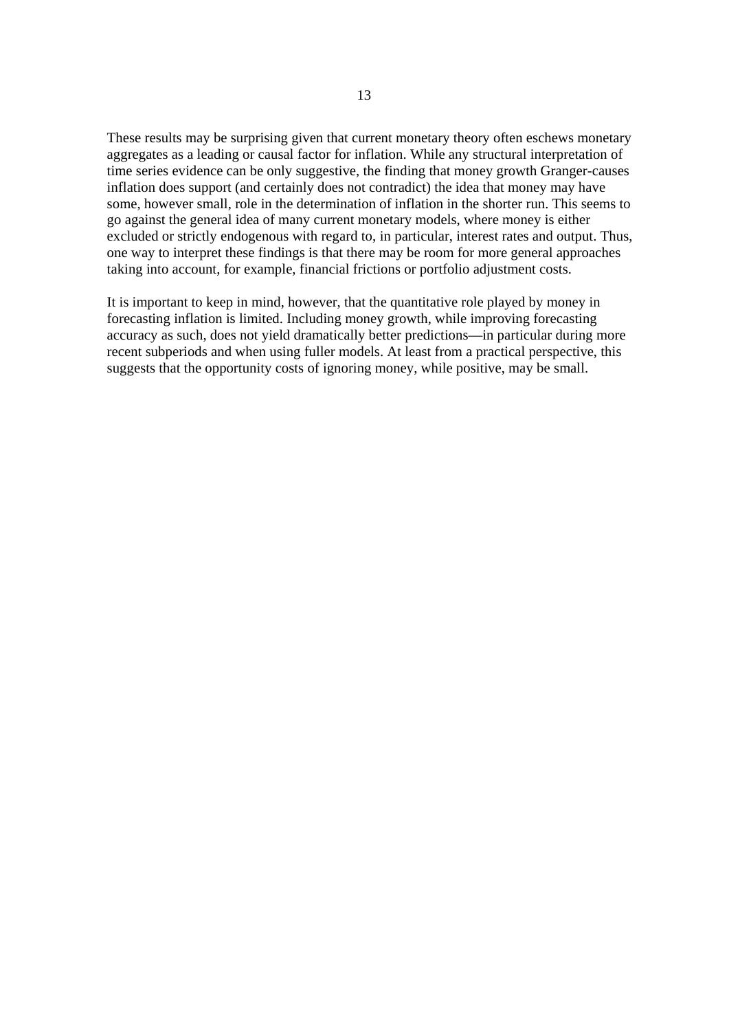These results may be surprising given that current monetary theory often eschews monetary aggregates as a leading or causal factor for inflation. While any structural interpretation of time series evidence can be only suggestive, the finding that money growth Granger-causes inflation does support (and certainly does not contradict) the idea that money may have some, however small, role in the determination of inflation in the shorter run. This seems to go against the general idea of many current monetary models, where money is either excluded or strictly endogenous with regard to, in particular, interest rates and output. Thus, one way to interpret these findings is that there may be room for more general approaches taking into account, for example, financial frictions or portfolio adjustment costs.

It is important to keep in mind, however, that the quantitative role played by money in forecasting inflation is limited. Including money growth, while improving forecasting accuracy as such, does not yield dramatically better predictions—in particular during more recent subperiods and when using fuller models. At least from a practical perspective, this suggests that the opportunity costs of ignoring money, while positive, may be small.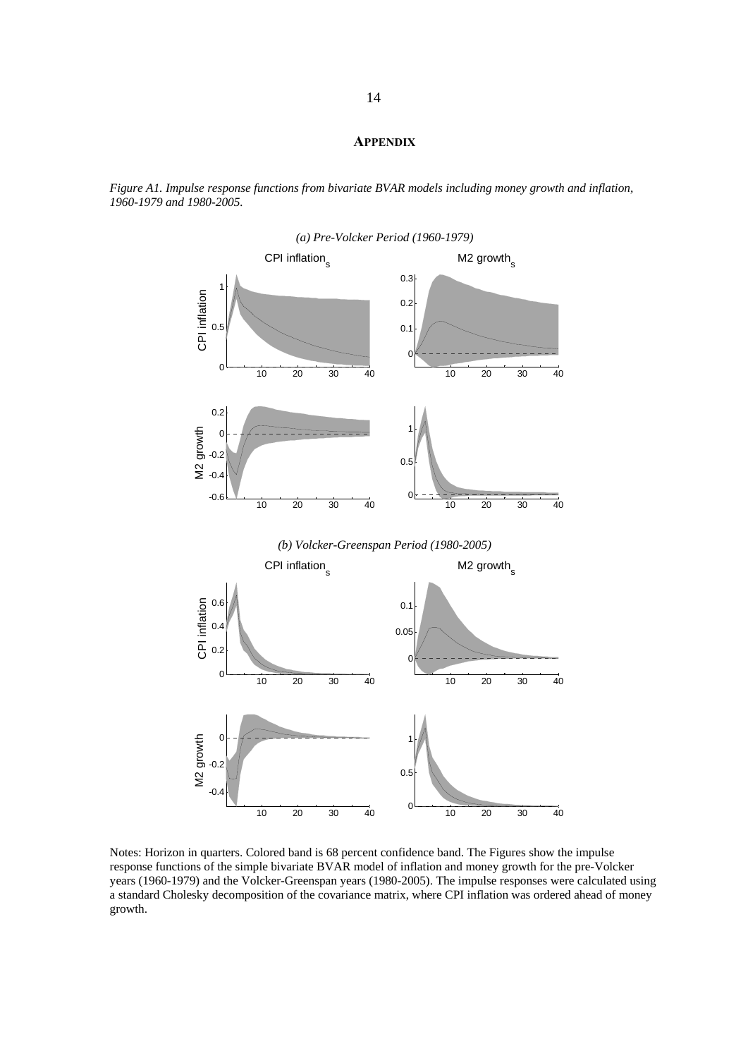# APPENDIX

*Figure A1. Impulse response functions from bivariate BVAR models including money growth and inflation, 1960-1979 and 1980-2005.*

*(a) Pre-Volcker Period (1960-1979)*

*(b) Volcker-Greenspan Period (1980-2005)*

Notes: Horizon in quarters. Colored band is 68 percent confidence band. The Figures show the impulse response functions of the simple bivariate BVAR model of inflation and money growth for the pre-Volcker years (1960-1979) and the Volcker-Greenspan years (1980-2005). The impulse responses were calculated using a standard Cholesky decomposition of the covariance matrix, where CPI inflation was ordered ahead of money growth.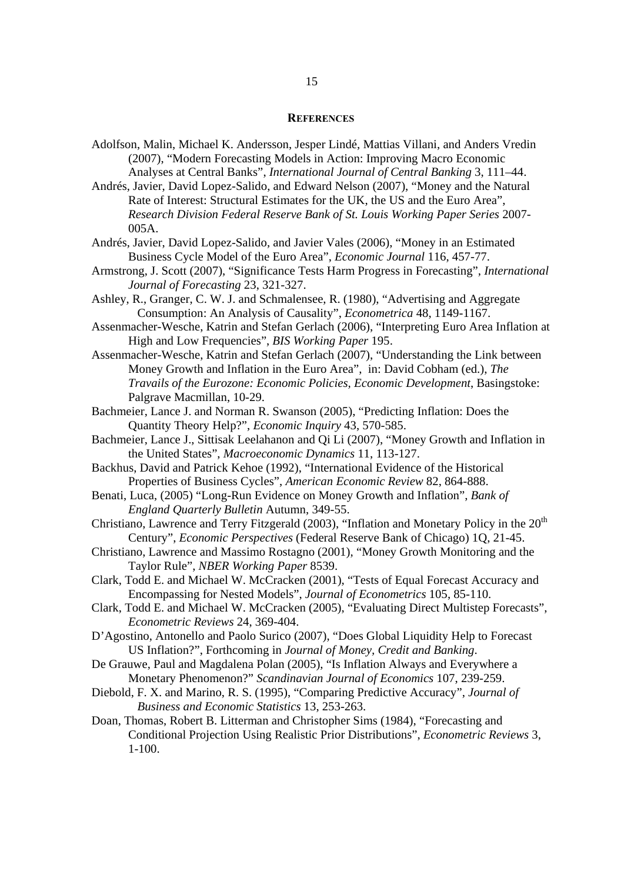## REFERENCES

Adolfson, Malin, Michael K. Andersson, Jesper Lindé, Mattias Villani, and Anders Vredin (2007), "Modern Forecasting Models in Action: Improving Macro Economic Analyses at Central Banks", *International Journal of Central Banking* 3, 111–44.

Andrés, Javier, David Lopez-Salido, and Edward Nelson (2007), "Money and the Natural Rate of Interest: Structural Estimates for the UK, the US and the Euro Area", *Research Division Federal Reserve Bank of St. Louis Working Paper Series* 2007-005A.

Andrés, Javier, David Lopez-Salido, and Javier Vales (2006), "Money in an Estimated Business Cycle Model of the Euro Area", *Economic Journal* 116, 457-77.

Armstrong, J. Scott (2007), "Significance Tests Harm Progress in Forecasting", *International Journal of Forecasting* 23, 321-327.

Ashley, R., Granger, C. W. J. and Schmalensee, R. (1980), "Advertising and Aggregate Consumption: An Analysis of Causality", *Econometrica* 48, 1149-1167.

Assenmacher-Wesche, Katrin and Stefan Gerlach (2006), "Interpreting Euro Area Inflation at High and Low Frequencies", *BIS Working Paper* 195.

Assenmacher-Wesche, Katrin and Stefan Gerlach (2007), "Understanding the Link between Money Growth and Inflation in the Euro Area", in: David Cobham (ed.), *The Travails of the Eurozone: Economic Policies, Economic Development*, Basingstoke: Palgrave Macmillan, 10-29.

Bachmeier, Lance J. and Norman R. Swanson (2005), "Predicting Inflation: Does the Quantity Theory Help?", *Economic Inquiry* 43, 570-585.

Bachmeier, Lance J., Sittisak Leelahanon and Qi Li (2007), "Money Growth and Inflation in the United States", *Macroeconomic Dynamics* 11, 113-127.

Backhus, David and Patrick Kehoe (1992), "International Evidence of the Historical Properties of Business Cycles", *American Economic Review* 82, 864-888.

Benati, Luca, (2005) "Long-Run Evidence on Money Growth and Inflation", *Bank of England Quarterly Bulletin* Autumn, 349-55.

Christiano, Lawrence and Terry Fitzgerald (2003), "Inflation and Monetary Policy in the 20th Century", *Economic Perspectives* (Federal Reserve Bank of Chicago) 1Q, 21-45.

Christiano, Lawrence and Massimo Rostagno (2001), "Money Growth Monitoring and the Taylor Rule", *NBER Working Paper* 8539.

Clark, Todd E. and Michael W. McCracken (2001), "Tests of Equal Forecast Accuracy and Encompassing for Nested Models", *Journal of Econometrics* 105, 85-110.

Clark, Todd E. and Michael W. McCracken (2005), "Evaluating Direct Multistep Forecasts", *Econometric Reviews* 24, 369-404.

D'Agostino, Antonello and Paolo Surico (2007), "Does Global Liquidity Help to Forecast US Inflation?", Forthcoming in *Journal of Money, Credit and Banking*.

De Grauwe, Paul and Magdalena Polan (2005), "Is Inflation Always and Everywhere a Monetary Phenomenon?" *Scandinavian Journal of Economics* 107, 239-259.

Diebold, F. X. and Marino, R. S. (1995), "Comparing Predictive Accuracy", *Journal of Business and Economic Statistics* 13, 253-263.

Doan, Thomas, Robert B. Litterman and Christopher Sims (1984), "Forecasting and Conditional Projection Using Realistic Prior Distributions", *Econometric Reviews* 3, 1-100.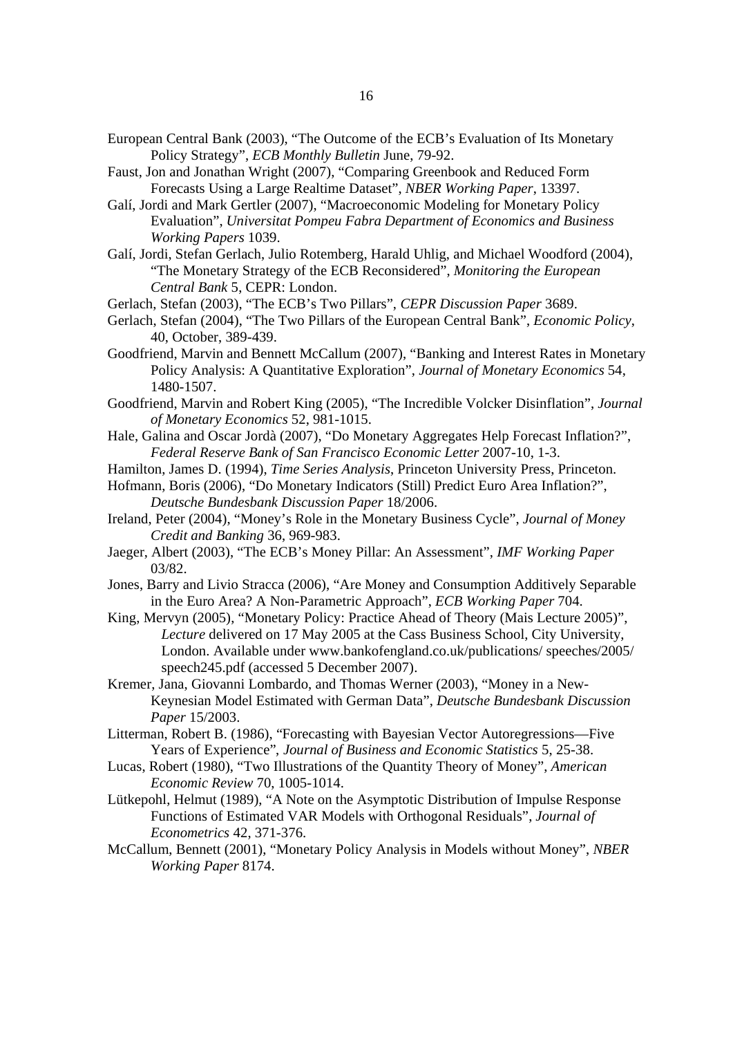European Central Bank (2003), "The Outcome of the ECB's Evaluation of Its Monetary Policy Strategy", *ECB Monthly Bulletin* June, 79-92.

Faust, Jon and Jonathan Wright (2007), "Comparing Greenbook and Reduced Form Forecasts Using a Large Realtime Dataset", *NBER Working Paper*, 13397.

Galí, Jordi and Mark Gertler (2007), "Macroeconomic Modeling for Monetary Policy Evaluation", *Universitat Pompeu Fabra Department of Economics and Business Working Papers* 1039.

Galí, Jordi, Stefan Gerlach, Julio Rotemberg, Harald Uhlig, and Michael Woodford (2004), "The Monetary Strategy of the ECB Reconsidered", *Monitoring the European Central Bank* 5, CEPR: London.

Gerlach, Stefan (2003), "The ECB's Two Pillars", *CEPR Discussion Paper* 3689.

Gerlach, Stefan (2004), "The Two Pillars of the European Central Bank", *Economic Policy*, 40, October, 389-439.

Goodfriend, Marvin and Bennett McCallum (2007), "Banking and Interest Rates in Monetary Policy Analysis: A Quantitative Exploration", *Journal of Monetary Economics* 54, 1480-1507.

Goodfriend, Marvin and Robert King (2005), "The Incredible Volcker Disinflation", *Journal of Monetary Economics* 52, 981-1015.

Hale, Galina and Oscar Jordà (2007), "Do Monetary Aggregates Help Forecast Inflation?", *Federal Reserve Bank of San Francisco Economic Letter* 2007-10, 1-3.

Hamilton, James D. (1994), *Time Series Analysis*, Princeton University Press, Princeton.

Hofmann, Boris (2006), "Do Monetary Indicators (Still) Predict Euro Area Inflation?", *Deutsche Bundesbank Discussion Paper* 18/2006.

Ireland, Peter (2004), "Money's Role in the Monetary Business Cycle", *Journal of Money Credit and Banking* 36, 969-983.

Jaeger, Albert (2003), "The ECB's Money Pillar: An Assessment", *IMF Working Paper* 03/82.

Jones, Barry and Livio Stracca (2006), "Are Money and Consumption Additively Separable in the Euro Area? A Non-Parametric Approach", *ECB Working Paper* 704.

King, Mervyn (2005), "Monetary Policy: Practice Ahead of Theory (Mais Lecture 2005)", *Lecture* delivered on 17 May 2005 at the Cass Business School, City University, London. Available under www.bankofengland.co.uk/publications/ speeches/2005/ speech245.pdf (accessed 5 December 2007).

Kremer, Jana, Giovanni Lombardo, and Thomas Werner (2003), "Money in a New-Keynesian Model Estimated with German Data", *Deutsche Bundesbank Discussion Paper* 15/2003.

Litterman, Robert B. (1986), "Forecasting with Bayesian Vector Autoregressions—Five Years of Experience", *Journal of Business and Economic Statistics* 5, 25-38.

Lucas, Robert (1980), "Two Illustrations of the Quantity Theory of Money", *American Economic Review* 70, 1005-1014.

Lütkepohl, Helmut (1989), "A Note on the Asymptotic Distribution of Impulse Response Functions of Estimated VAR Models with Orthogonal Residuals", *Journal of Econometrics* 42, 371-376.

McCallum, Bennett (2001), "Monetary Policy Analysis in Models without Money", *NBER Working Paper* 8174.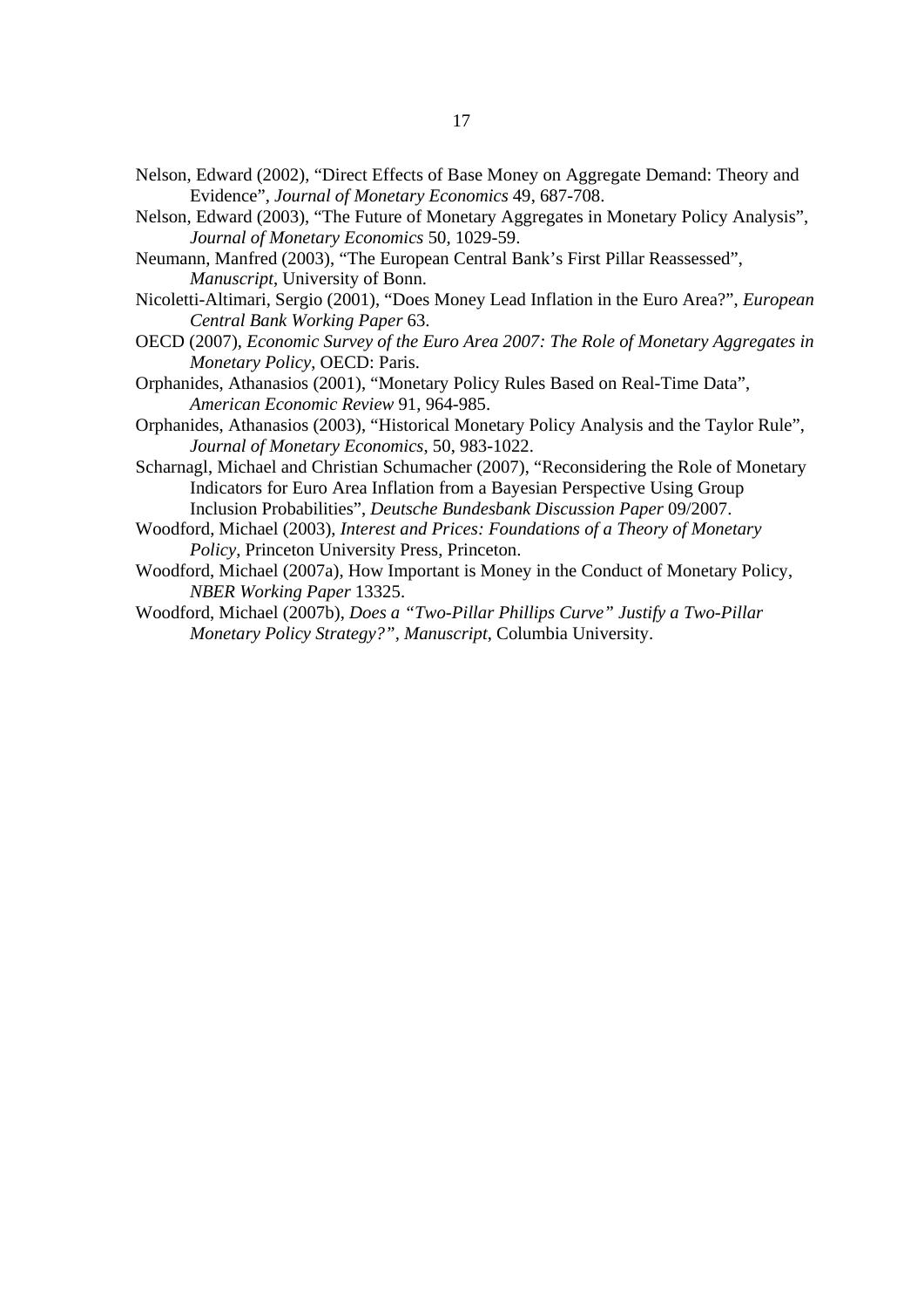Nelson, Edward (2002), "Direct Effects of Base Money on Aggregate Demand: Theory and Evidence", *Journal of Monetary Economics* 49, 687-708.

Nelson, Edward (2003), "The Future of Monetary Aggregates in Monetary Policy Analysis", *Journal of Monetary Economics* 50, 1029-59.

Neumann, Manfred (2003), "The European Central Bank's First Pillar Reassessed", *Manuscript*, University of Bonn.

Nicoletti-Altimari, Sergio (2001), "Does Money Lead Inflation in the Euro Area?", *European Central Bank Working Paper* 63.

OECD (2007), *Economic Survey of the Euro Area 2007: The Role of Monetary Aggregates in Monetary Policy*, OECD: Paris.

Orphanides, Athanasios (2001), "Monetary Policy Rules Based on Real-Time Data", *American Economic Review* 91, 964-985.

Orphanides, Athanasios (2003), "Historical Monetary Policy Analysis and the Taylor Rule", *Journal of Monetary Economics*, 50, 983-1022.

Scharnagl, Michael and Christian Schumacher (2007), "Reconsidering the Role of Monetary Indicators for Euro Area Inflation from a Bayesian Perspective Using Group Inclusion Probabilities", *Deutsche Bundesbank Discussion Paper* 09/2007.

Woodford, Michael (2003), *Interest and Prices: Foundations of a Theory of Monetary Policy*, Princeton University Press, Princeton.

Woodford, Michael (2007a), How Important is Money in the Conduct of Monetary Policy, *NBER Working Paper* 13325.

Woodford, Michael (2007b), *Does a "Two-Pillar Phillips Curve" Justify a Two-Pillar Monetary Policy Strategy?", Manuscript*, Columbia University.